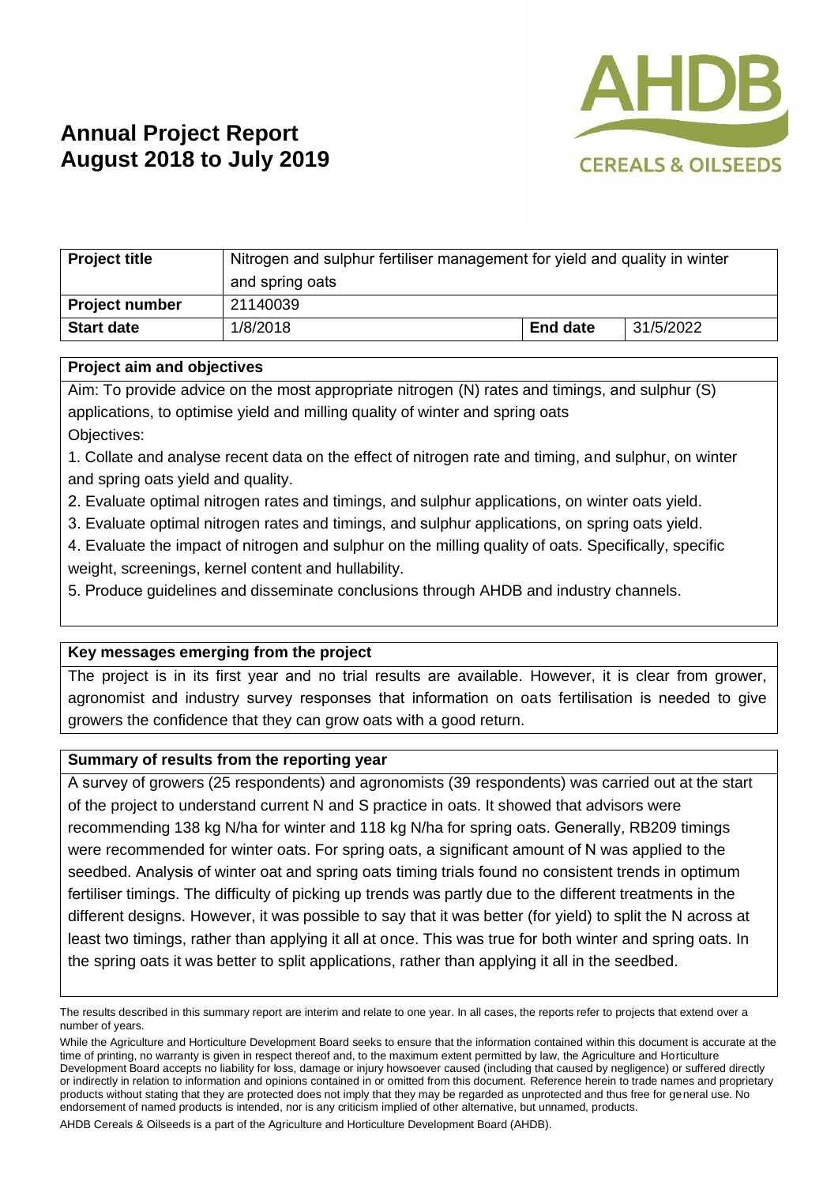# Annual Project Report August 2018 to July 2019

AHDB CEREALS & OILSEEDS

| | | | |
|---|---|---|---|
| **Project title** | Nitrogen and sulphur fertiliser management for yield and quality in winter and spring oats | | |
| **Project number** | 21140039 | | |
| **Start date** | 1/8/2018 | **End date** | 31/5/2022 |

**Project aim and objectives**

Aim: To provide advice on the most appropriate nitrogen (N) rates and timings, and sulphur (S) applications, to optimise yield and milling quality of winter and spring oats

Objectives:

1. Collate and analyse recent data on the effect of nitrogen rate and timing, and sulphur, on winter and spring oats yield and quality.
2. Evaluate optimal nitrogen rates and timings, and sulphur applications, on winter oats yield.
3. Evaluate optimal nitrogen rates and timings, and sulphur applications, on spring oats yield.
4. Evaluate the impact of nitrogen and sulphur on the milling quality of oats. Specifically, specific weight, screenings, kernel content and hullability.
5. Produce guidelines and disseminate conclusions through AHDB and industry channels.

**Key messages emerging from the project**

The project is in its first year and no trial results are available. However, it is clear from grower, agronomist and industry survey responses that information on oats fertilisation is needed to give growers the confidence that they can grow oats with a good return.

**Summary of results from the reporting year**

A survey of growers (25 respondents) and agronomists (39 respondents) was carried out at the start of the project to understand current N and S practice in oats. It showed that advisors were recommending 138 kg N/ha for winter and 118 kg N/ha for spring oats. Generally, RB209 timings were recommended for winter oats. For spring oats, a significant amount of N was applied to the seedbed. Analysis of winter oat and spring oats timing trials found no consistent trends in optimum fertiliser timings. The difficulty of picking up trends was partly due to the different treatments in the different designs. However, it was possible to say that it was better (for yield) to split the N across at least two timings, rather than applying it all at once. This was true for both winter and spring oats. In the spring oats it was better to split applications, rather than applying it all in the seedbed.

The results described in this summary report are interim and relate to one year. In all cases, the reports refer to projects that extend over a number of years.

While the Agriculture and Horticulture Development Board seeks to ensure that the information contained within this document is accurate at the time of printing, no warranty is given in respect thereof and, to the maximum extent permitted by law, the Agriculture and Horticulture Development Board accepts no liability for loss, damage or injury howsoever caused (including that caused by negligence) or suffered directly or indirectly in relation to information and opinions contained in or omitted from this document. Reference herein to trade names and proprietary products without stating that they are protected does not imply that they may be regarded as unprotected and thus free for general use. No endorsement of named products is intended, nor is any criticism implied of other alternative, but unnamed, products.

AHDB Cereals & Oilseeds is a part of the Agriculture and Horticulture Development Board (AHDB).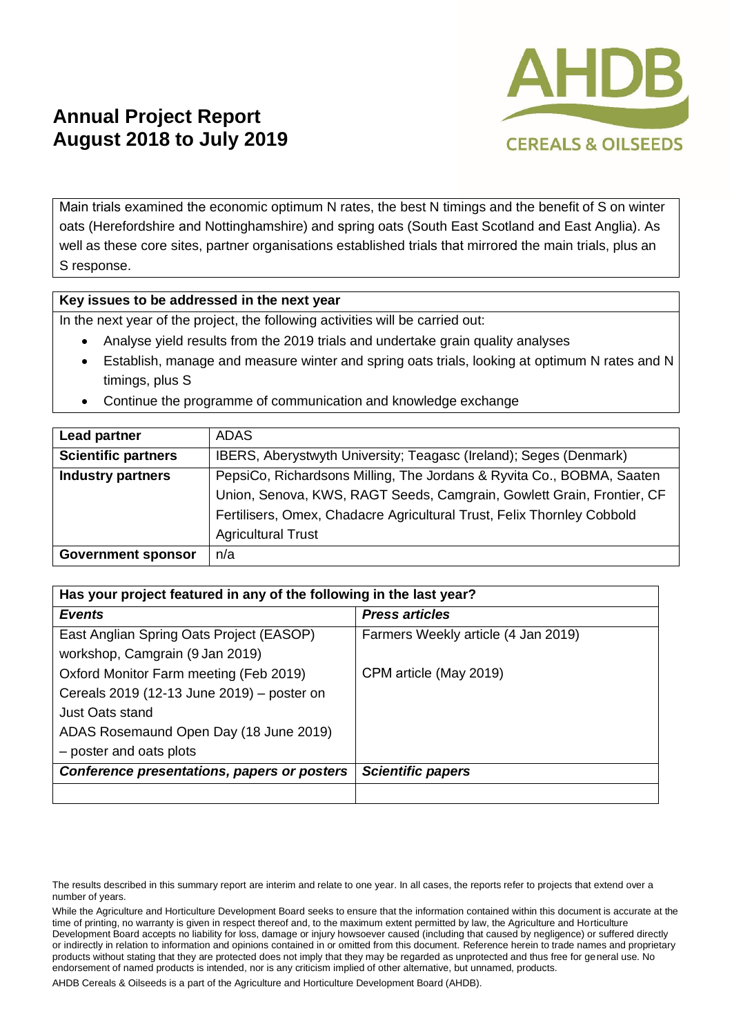# Annual Project Report August 2018 to July 2019

AHDB CEREALS & OILSEEDS

Main trials examined the economic optimum N rates, the best N timings and the benefit of S on winter oats (Herefordshire and Nottinghamshire) and spring oats (South East Scotland and East Anglia). As well as these core sites, partner organisations established trials that mirrored the main trials, plus an S response.

**Key issues to be addressed in the next year**

In the next year of the project, the following activities will be carried out:

- Analyse yield results from the 2019 trials and undertake grain quality analyses
- Establish, manage and measure winter and spring oats trials, looking at optimum N rates and N timings, plus S
- Continue the programme of communication and knowledge exchange

| | |
|---|---|
| **Lead partner** | ADAS |
| **Scientific partners** | IBERS, Aberystwyth University; Teagasc (Ireland); Seges (Denmark) |
| **Industry partners** | PepsiCo, Richardsons Milling, The Jordans & Ryvita Co., BOBMA, Saaten Union, Senova, KWS, RAGT Seeds, Camgrain, Gowlett Grain, Frontier, CF Fertilisers, Omex, Chadacre Agricultural Trust, Felix Thornley Cobbold Agricultural Trust |
| **Government sponsor** | n/a |

| **Has your project featured in any of the following in the last year?** | |
|---|---|
| ***Events*** | ***Press articles*** |
| East Anglian Spring Oats Project (EASOP) workshop, Camgrain (9 Jan 2019) | Farmers Weekly article (4 Jan 2019) |
| Oxford Monitor Farm meeting (Feb 2019) | CPM article (May 2019) |
| Cereals 2019 (12-13 June 2019) – poster on Just Oats stand | |
| ADAS Rosemaund Open Day (18 June 2019) – poster and oats plots | |
| ***Conference presentations, papers or posters*** | ***Scientific papers*** |
| | |

The results described in this summary report are interim and relate to one year. In all cases, the reports refer to projects that extend over a number of years.

While the Agriculture and Horticulture Development Board seeks to ensure that the information contained within this document is accurate at the time of printing, no warranty is given in respect thereof and, to the maximum extent permitted by law, the Agriculture and Horticulture Development Board accepts no liability for loss, damage or injury howsoever caused (including that caused by negligence) or suffered directly or indirectly in relation to information and opinions contained in or omitted from this document. Reference herein to trade names and proprietary products without stating that they are protected does not imply that they may be regarded as unprotected and thus free for general use. No endorsement of named products is intended, nor is any criticism implied of other alternative, but unnamed, products.

AHDB Cereals & Oilseeds is a part of the Agriculture and Horticulture Development Board (AHDB).